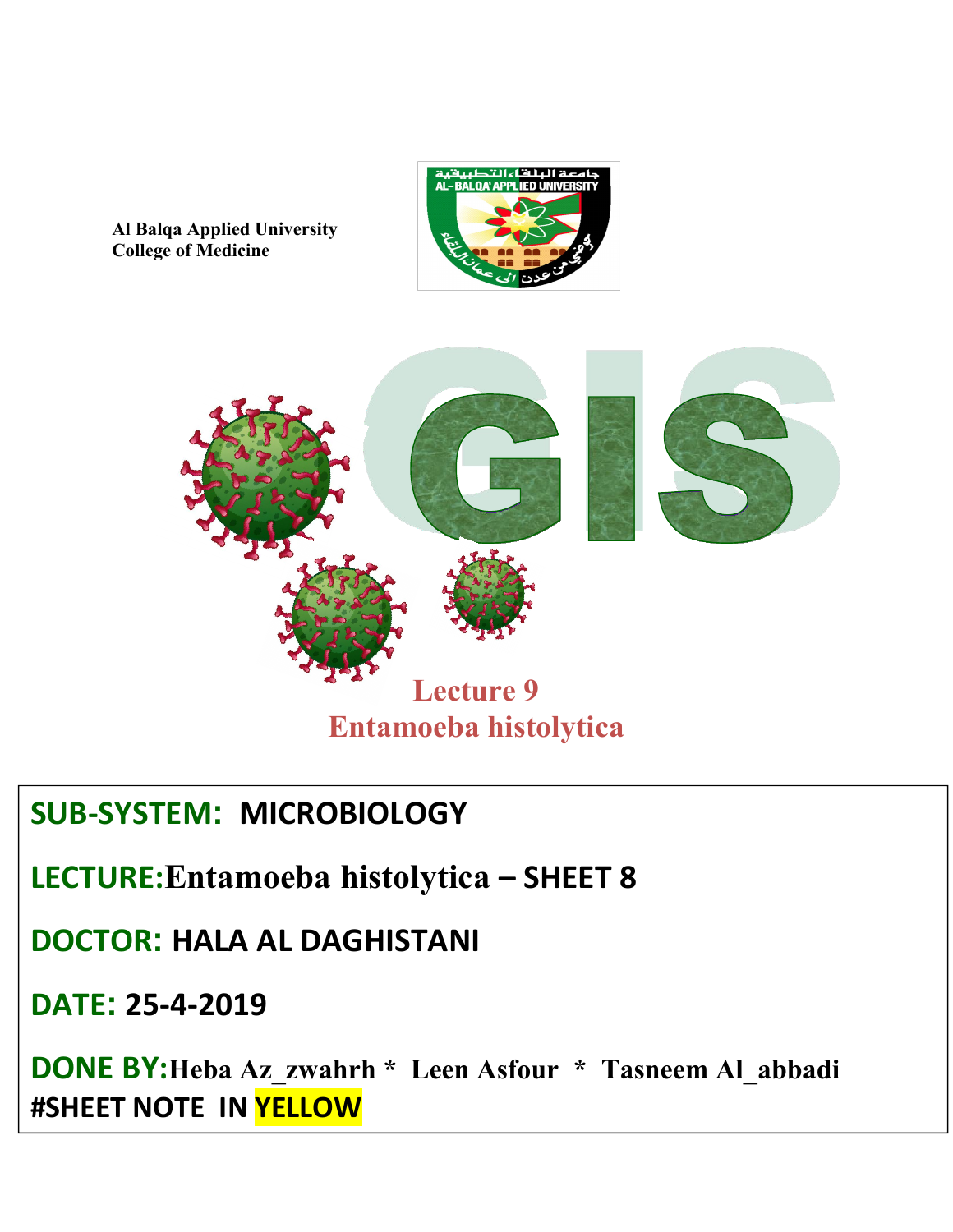**Al Balqa Applied University**
**College of Medicine**

جامعة البلقاء التطبيقية
AL-BALQA' APPLIED UNIVERSITY

# GIS

## Lecture 9
## Entamoeba histolytica

**SUB-SYSTEM: MICROBIOLOGY**

**LECTURE: Entamoeba histolytica – SHEET 8**

**DOCTOR: HALA AL DAGHISTANI**

**DATE: 25-4-2019**

**DONE BY: Heba Az_zwahrh * Leen Asfour * Tasneem Al_abbadi**

**#SHEET NOTE IN YELLOW**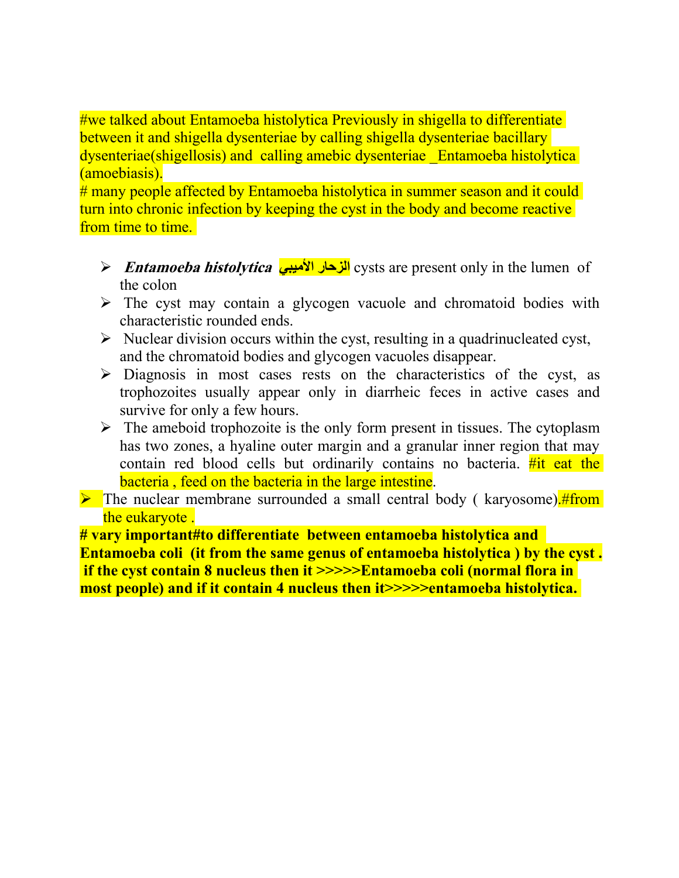#we talked about Entamoeba histolytica Previously in shigella to differentiate between it and shigella dysenteriae by calling shigella dysenteriae bacillary dysenteriae(shigellosis) and calling amebic dysenteriae _Entamoeba histolytica (amoebiasis).

# many people affected by Entamoeba histolytica in summer season and it could turn into chronic infection by keeping the cyst in the body and become reactive from time to time.

- ***Entamoeba histolytica*** الزحار الأميبي cysts are present only in the lumen of the colon
- The cyst may contain a glycogen vacuole and chromatoid bodies with characteristic rounded ends.
- Nuclear division occurs within the cyst, resulting in a quadrinucleated cyst, and the chromatoid bodies and glycogen vacuoles disappear.
- Diagnosis in most cases rests on the characteristics of the cyst, as trophozoites usually appear only in diarrheic feces in active cases and survive for only a few hours.
- The ameboid trophozoite is the only form present in tissues. The cytoplasm has two zones, a hyaline outer margin and a granular inner region that may contain red blood cells but ordinarily contains no bacteria. #it eat the bacteria , feed on the bacteria in the large intestine.
- The nuclear membrane surrounded a small central body ( karyosome).#from the eukaryote .

**# vary important#to differentiate between entamoeba histolytica and Entamoeba coli (it from the same genus of entamoeba histolytica ) by the cyst . if the cyst contain 8 nucleus then it >>>>>Entamoeba coli (normal flora in most people) and if it contain 4 nucleus then it>>>>>entamoeba histolytica.**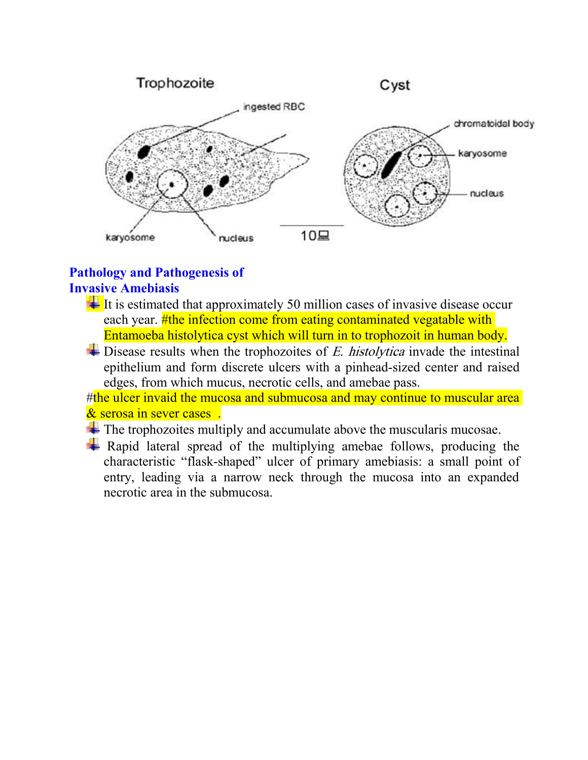## Pathology and Pathogenesis of Invasive Amebiasis

- It is estimated that approximately 50 million cases of invasive disease occur each year. #the infection come from eating contaminated vegatable with Entamoeba histolytica cyst which will turn in to trophozoit in human body.
- Disease results when the trophozoites of *E. histolytica* invade the intestinal epithelium and form discrete ulcers with a pinhead-sized center and raised edges, from which mucus, necrotic cells, and amebae pass.

#the ulcer invaid the mucosa and submucosa and may continue to muscular area & serosa in sever cases .

- The trophozoites multiply and accumulate above the muscularis mucosae.
- Rapid lateral spread of the multiplying amebae follows, producing the characteristic "flask-shaped" ulcer of primary amebiasis: a small point of entry, leading via a narrow neck through the mucosa into an expanded necrotic area in the submucosa.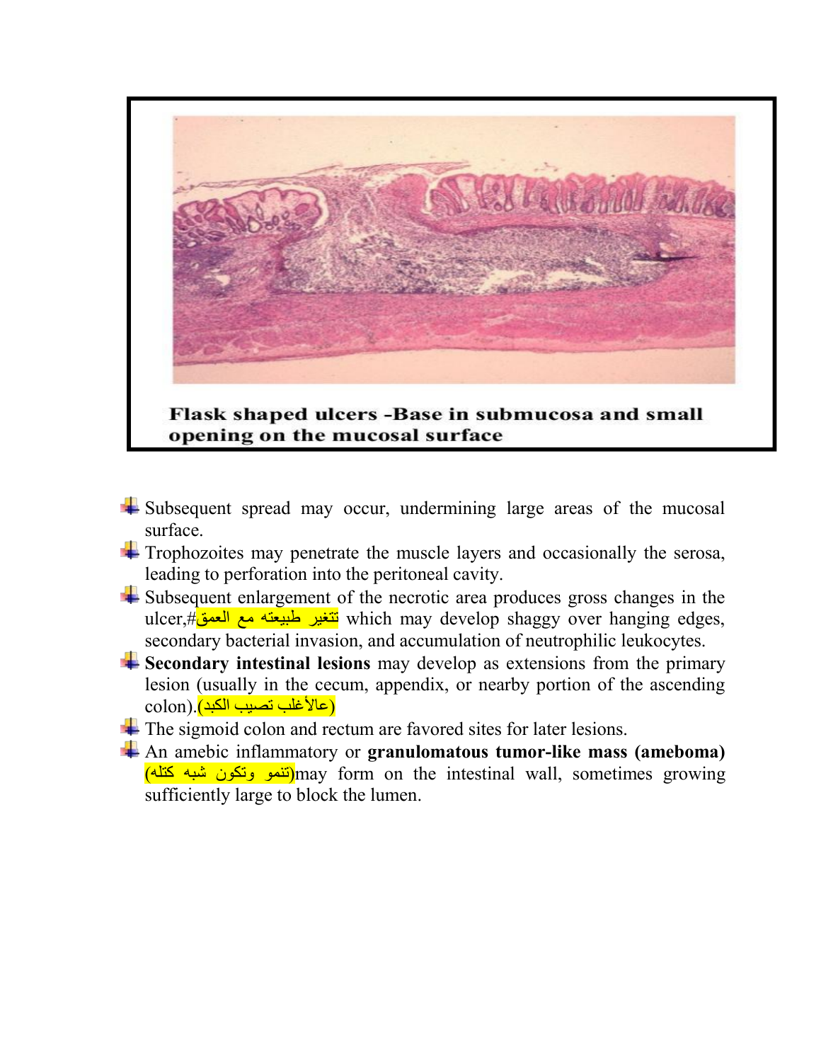**Flask shaped ulcers -Base in submucosa and small opening on the mucosal surface**

- Subsequent spread may occur, undermining large areas of the mucosal surface.
- Trophozoites may penetrate the muscle layers and occasionally the serosa, leading to perforation into the peritoneal cavity.
- Subsequent enlargement of the necrotic area produces gross changes in the ulcer,#تتغير طبيعته مع العمق which may develop shaggy over hanging edges, secondary bacterial invasion, and accumulation of neutrophilic leukocytes.
- **Secondary intestinal lesions** may develop as extensions from the primary lesion (usually in the cecum, appendix, or nearby portion of the ascending colon).(عالأغلب تصيب الكبد)
- The sigmoid colon and rectum are favored sites for later lesions.
- An amebic inflammatory or **granulomatous tumor-like mass (ameboma)** (تنمو وتكون شبه كتله)may form on the intestinal wall, sometimes growing sufficiently large to block the lumen.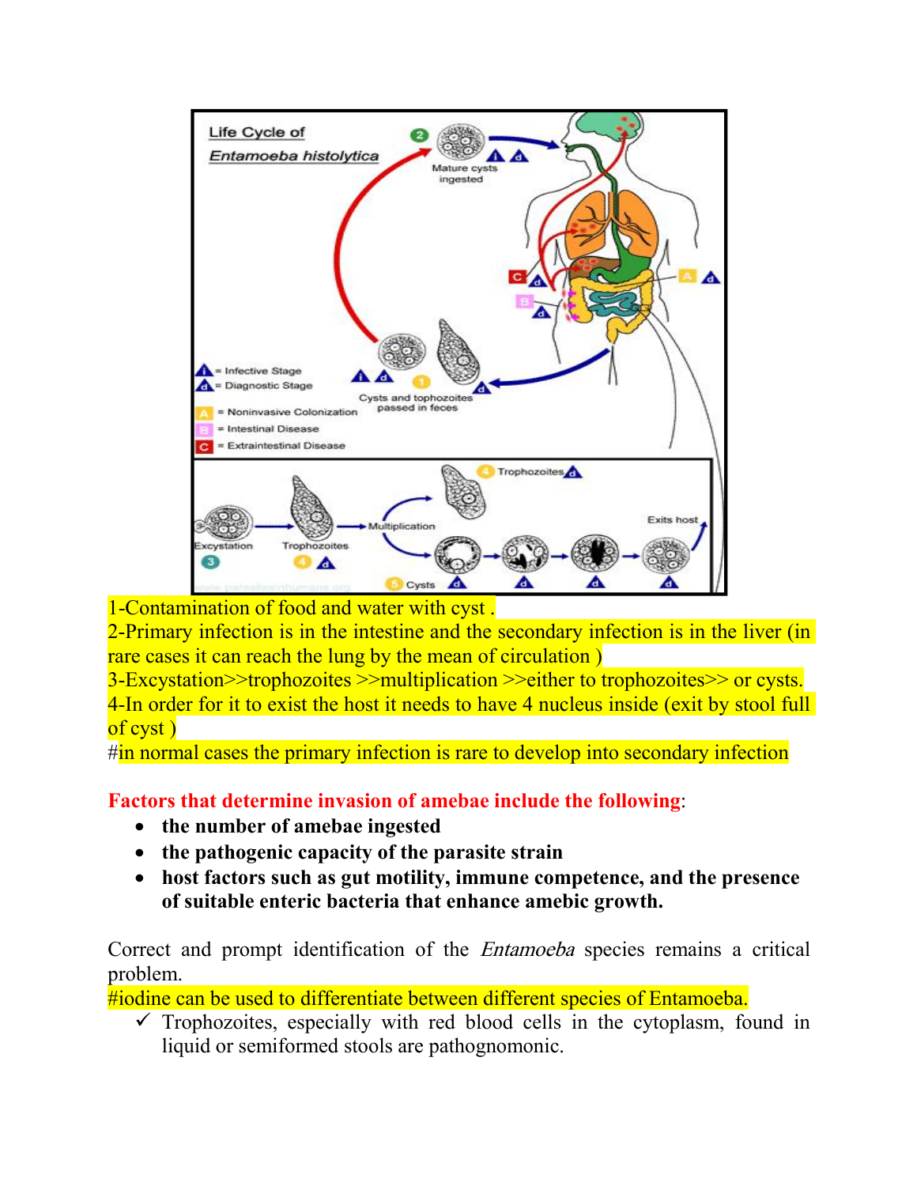1-Contamination of food and water with cyst .
2-Primary infection is in the intestine and the secondary infection is in the liver (in rare cases it can reach the lung by the mean of circulation )
3-Excystation>>trophozoites >>multiplication >>either to trophozoites>> or cysts.
4-In order for it to exist the host it needs to have 4 nucleus inside (exit by stool full of cyst )
#in normal cases the primary infection is rare to develop into secondary infection

**Factors that determine invasion of amebae include the following**:

- **the number of amebae ingested**
- **the pathogenic capacity of the parasite strain**
- **host factors such as gut motility, immune competence, and the presence of suitable enteric bacteria that enhance amebic growth.**

Correct and prompt identification of the *Entamoeba* species remains a critical problem.
#iodine can be used to differentiate between different species of Entamoeba.

- ✓ Trophozoites, especially with red blood cells in the cytoplasm, found in liquid or semiformed stools are pathognomonic.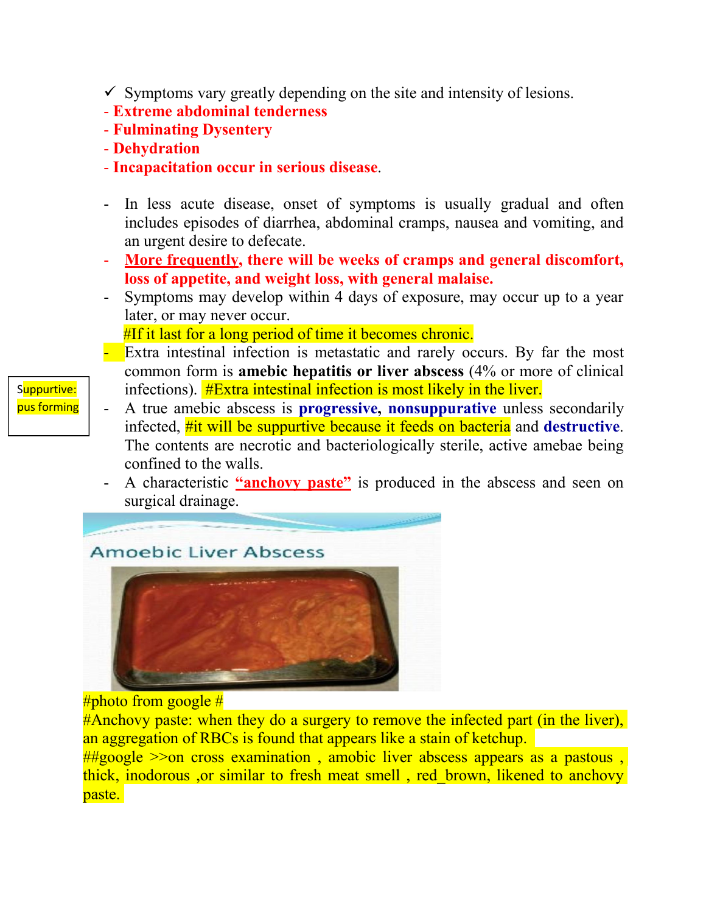✓ Symptoms vary greatly depending on the site and intensity of lesions.

- **Extreme abdominal tenderness**
- **Fulminating Dysentery**
- **Dehydration**
- **Incapacitation occur in serious disease**.

- In less acute disease, onset of symptoms is usually gradual and often includes episodes of diarrhea, abdominal cramps, nausea and vomiting, and an urgent desire to defecate.
- **More frequently, there will be weeks of cramps and general discomfort, loss of appetite, and weight loss, with general malaise.**
- Symptoms may develop within 4 days of exposure, may occur up to a year later, or may never occur.
  #If it last for a long period of time it becomes chronic.
- Extra intestinal infection is metastatic and rarely occurs. By far the most common form is **amebic hepatitis or liver abscess** (4% or more of clinical infections). #Extra intestinal infection is most likely in the liver.
- A true amebic abscess is **progressive, nonsuppurative** unless secondarily infected, #it will be suppurtive because it feeds on bacteria and **destructive**. The contents are necrotic and bacteriologically sterile, active amebae being confined to the walls.
- A characteristic **"anchovy paste"** is produced in the abscess and seen on surgical drainage.

Suppurtive: pus forming

Amoebic Liver Abscess

#photo from google #

#Anchovy paste: when they do a surgery to remove the infected part (in the liver), an aggregation of RBCs is found that appears like a stain of ketchup.

##google >>on cross examination , amobic liver abscess appears as a pastous , thick, inodorous ,or similar to fresh meat smell , red_brown, likened to anchovy paste.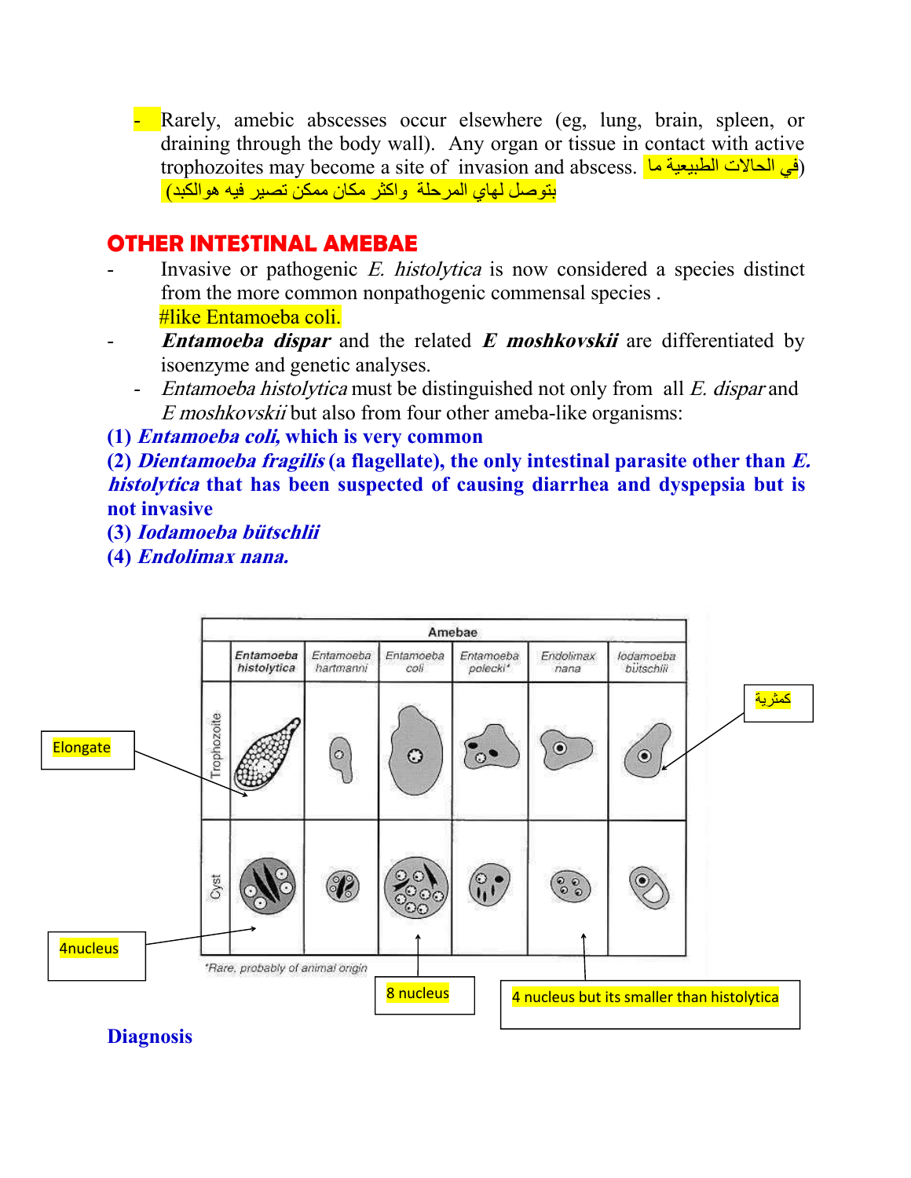- Rarely, amebic abscesses occur elsewhere (eg, lung, brain, spleen, or draining through the body wall). Any organ or tissue in contact with active trophozoites may become a site of invasion and abscess. (في الحالات الطبيعية ما بتوصل لهاي المرحلة واكثر مكان ممكن تصير فيه هوالكبد)

## OTHER INTESTINAL AMEBAE

- Invasive or pathogenic *E. histolytica* is now considered a species distinct from the more common nonpathogenic commensal species .
  #like Entamoeba coli.
- ***Entamoeba dispar*** and the related ***E moshkovskii*** are differentiated by isoenzyme and genetic analyses.
  - *Entamoeba histolytica* must be distinguished not only from all *E. dispar* and *E moshkovskii* but also from four other ameba-like organisms:

**(1) *Entamoeba coli,* which is very common**

**(2) *Dientamoeba fragilis* (a flagellate), the only intestinal parasite other than *E. histolytica* that has been suspected of causing diarrhea and dyspepsia but is not invasive**

**(3) *Iodamoeba bütschlii***

**(4) *Endolimax nana.***

| Amebae | Entamoeba histolytica | Entamoeba hartmanni | Entamoeba coli | Entamoeba polecki* | Endolimax nana | Iodamoeba bütschlii |
|---|---|---|---|---|---|---|
| Trophozoite | | | | | | |
| Cyst | | | | | | |

*Rare, probably of animal origin

Elongate

4nucleus

8 nucleus

4 nucleus but its smaller than histolytica

كمثرية

## Diagnosis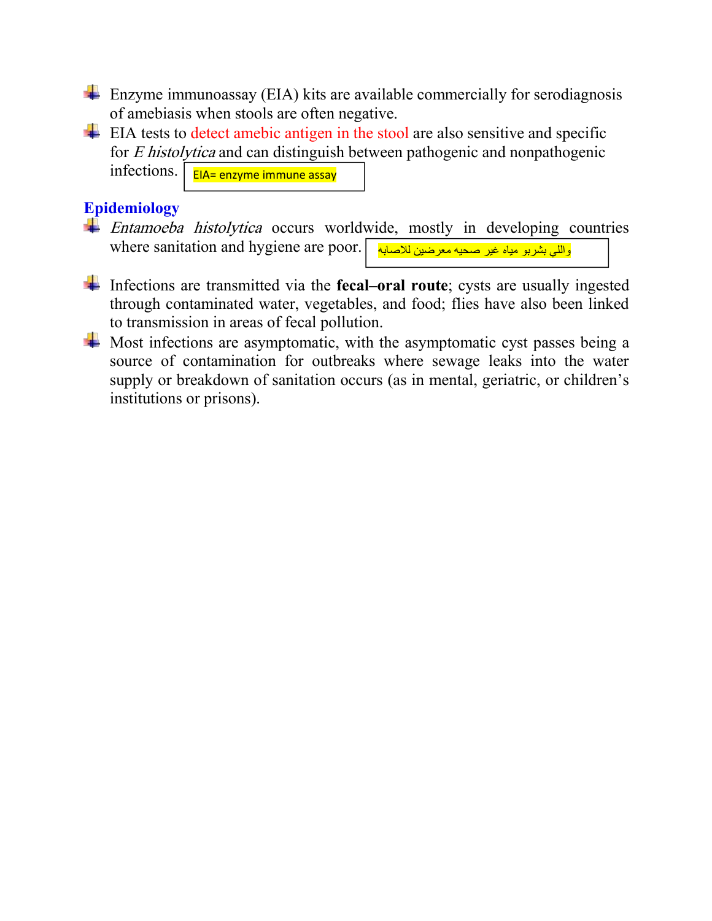- Enzyme immunoassay (EIA) kits are available commercially for serodiagnosis of amebiasis when stools are often negative.
- EIA tests to detect amebic antigen in the stool are also sensitive and specific for *E histolytica* and can distinguish between pathogenic and nonpathogenic infections.

EIA= enzyme immune assay

## Epidemiology

- *Entamoeba histolytica* occurs worldwide, mostly in developing countries where sanitation and hygiene are poor.

واللي بشربو مياه غير صحيه معرضين للاصابه

- Infections are transmitted via the **fecal–oral route**; cysts are usually ingested through contaminated water, vegetables, and food; flies have also been linked to transmission in areas of fecal pollution.
- Most infections are asymptomatic, with the asymptomatic cyst passes being a source of contamination for outbreaks where sewage leaks into the water supply or breakdown of sanitation occurs (as in mental, geriatric, or children's institutions or prisons).